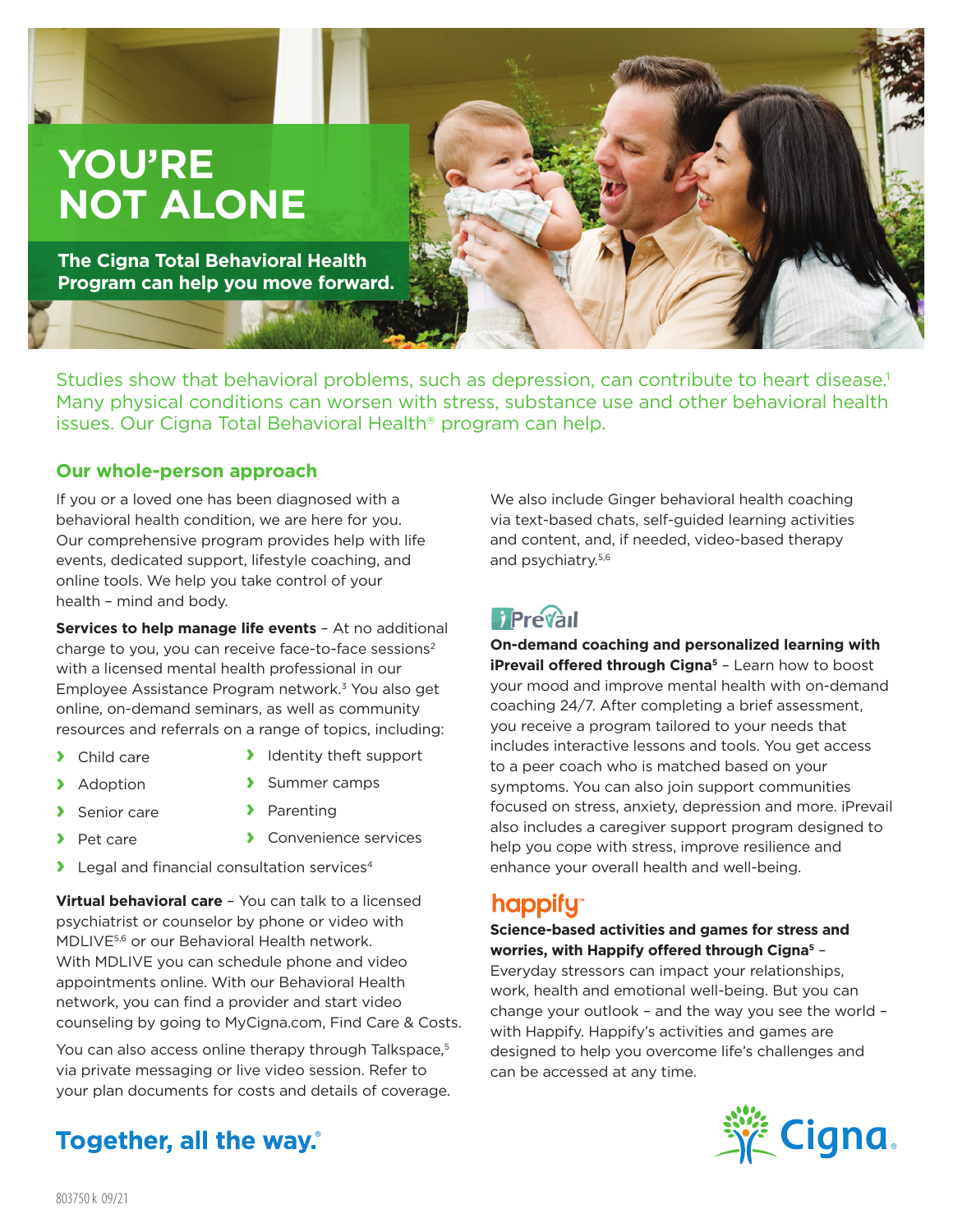# YOU'RE NOT ALONE

**The Cigna Total Behavioral Health Program can help you move forward.**

Studies show that behavioral problems, such as depression, can contribute to heart disease.[1] Many physical conditions can worsen with stress, substance use and other behavioral health issues. Our Cigna Total Behavioral Health® program can help.

## Our whole-person approach

If you or a loved one has been diagnosed with a behavioral health condition, we are here for you. Our comprehensive program provides help with life events, dedicated support, lifestyle coaching, and online tools. We help you take control of your health – mind and body.

**Services to help manage life events** – At no additional charge to you, you can receive face-to-face sessions[2] with a licensed mental health professional in our Employee Assistance Program network.[3] You also get online, on-demand seminars, as well as community resources and referrals on a range of topics, including:

- Child care
- Adoption
- Senior care
- Pet care
- Identity theft support
- Summer camps
- Parenting
- Convenience services
- Legal and financial consultation services[4]

**Virtual behavioral care** – You can talk to a licensed psychiatrist or counselor by phone or video with MDLIVE[5,6] or our Behavioral Health network. With MDLIVE you can schedule phone and video appointments online. With our Behavioral Health network, you can find a provider and start video counseling by going to MyCigna.com, Find Care & Costs.

You can also access online therapy through Talkspace,[5] via private messaging or live video session. Refer to your plan documents for costs and details of coverage.

We also include Ginger behavioral health coaching via text-based chats, self-guided learning activities and content, and, if needed, video-based therapy and psychiatry.[5,6]

### iPrevail

**On-demand coaching and personalized learning with iPrevail offered through Cigna[5]** – Learn how to boost your mood and improve mental health with on-demand coaching 24/7. After completing a brief assessment, you receive a program tailored to your needs that includes interactive lessons and tools. You get access to a peer coach who is matched based on your symptoms. You can also join support communities focused on stress, anxiety, depression and more. iPrevail also includes a caregiver support program designed to help you cope with stress, improve resilience and enhance your overall health and well-being.

### happify

**Science-based activities and games for stress and worries, with Happify offered through Cigna[5]** – Everyday stressors can impact your relationships, work, health and emotional well-being. But you can change your outlook – and the way you see the world – with Happify. Happify's activities and games are designed to help you overcome life's challenges and can be accessed at any time.

**Together, all the way.®**

Cigna

803750 k 09/21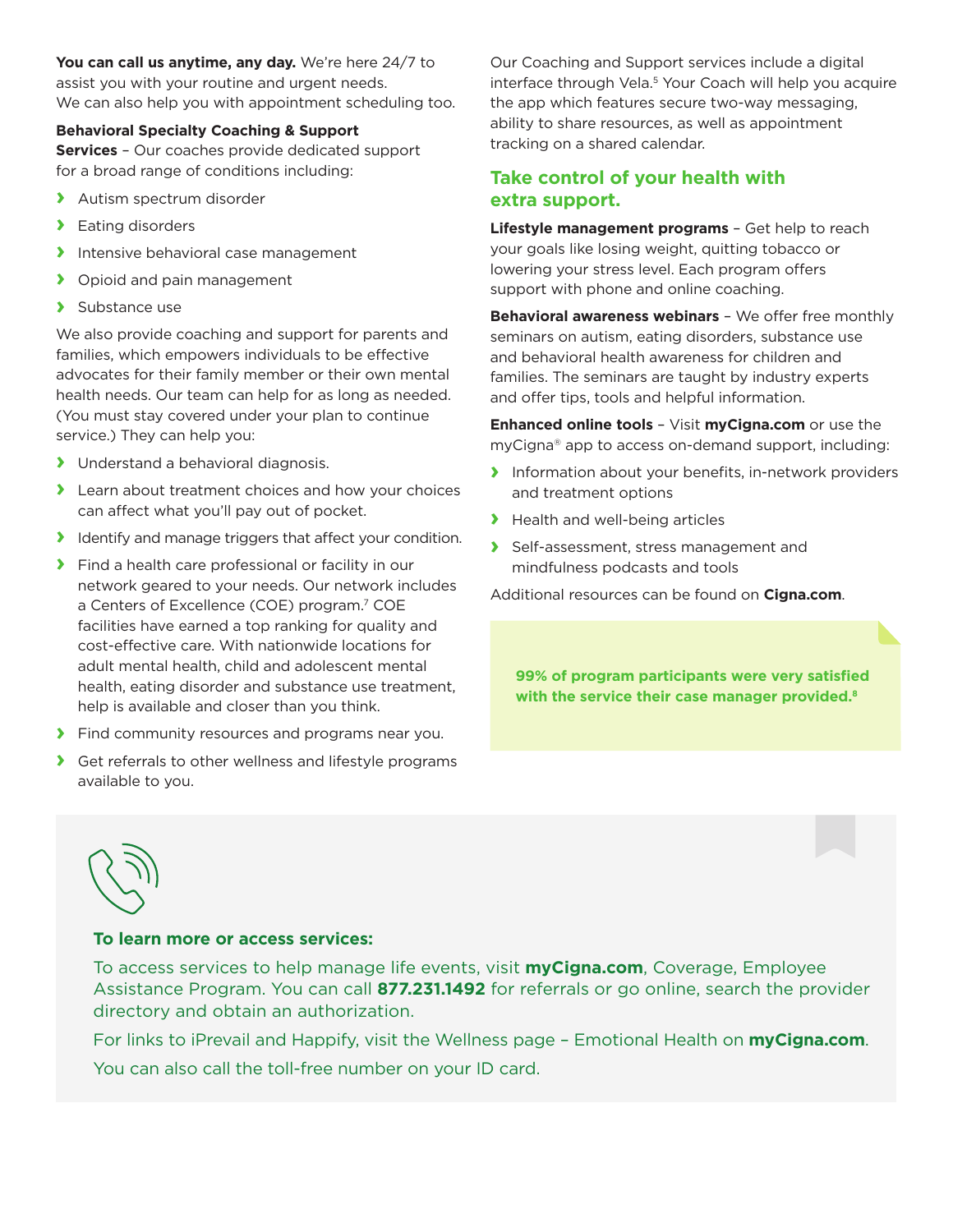**You can call us anytime, any day.** We're here 24/7 to assist you with your routine and urgent needs. We can also help you with appointment scheduling too.

**Behavioral Specialty Coaching & Support Services** – Our coaches provide dedicated support for a broad range of conditions including:

- Autism spectrum disorder
- Eating disorders
- Intensive behavioral case management
- Opioid and pain management
- Substance use

We also provide coaching and support for parents and families, which empowers individuals to be effective advocates for their family member or their own mental health needs. Our team can help for as long as needed. (You must stay covered under your plan to continue service.) They can help you:

- Understand a behavioral diagnosis.
- Learn about treatment choices and how your choices can affect what you'll pay out of pocket.
- Identify and manage triggers that affect your condition.
- Find a health care professional or facility in our network geared to your needs. Our network includes a Centers of Excellence (COE) program.[7] COE facilities have earned a top ranking for quality and cost-effective care. With nationwide locations for adult mental health, child and adolescent mental health, eating disorder and substance use treatment, help is available and closer than you think.
- Find community resources and programs near you.
- Get referrals to other wellness and lifestyle programs available to you.

Our Coaching and Support services include a digital interface through Vela.[5] Your Coach will help you acquire the app which features secure two-way messaging, ability to share resources, as well as appointment tracking on a shared calendar.

## Take control of your health with extra support.

**Lifestyle management programs** – Get help to reach your goals like losing weight, quitting tobacco or lowering your stress level. Each program offers support with phone and online coaching.

**Behavioral awareness webinars** – We offer free monthly seminars on autism, eating disorders, substance use and behavioral health awareness for children and families. The seminars are taught by industry experts and offer tips, tools and helpful information.

**Enhanced online tools** – Visit **myCigna.com** or use the myCigna® app to access on-demand support, including:

- Information about your benefits, in-network providers and treatment options
- Health and well-being articles
- Self-assessment, stress management and mindfulness podcasts and tools

Additional resources can be found on **Cigna.com**.

**99% of program participants were very satisfied with the service their case manager provided.[8]**

### To learn more or access services:

To access services to help manage life events, visit **myCigna.com**, Coverage, Employee Assistance Program. You can call **877.231.1492** for referrals or go online, search the provider directory and obtain an authorization.

For links to iPrevail and Happify, visit the Wellness page – Emotional Health on **myCigna.com**.

You can also call the toll-free number on your ID card.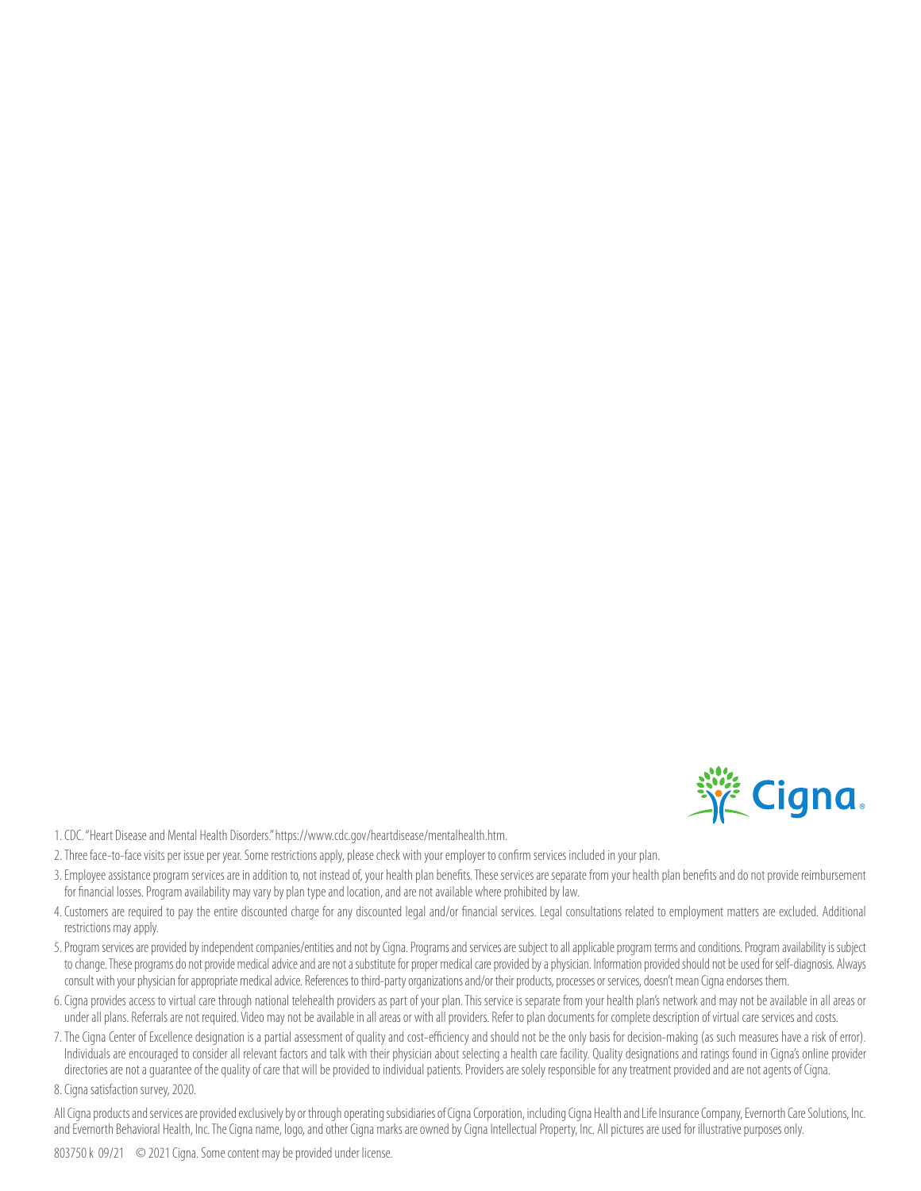1. CDC. "Heart Disease and Mental Health Disorders." https://www.cdc.gov/heartdisease/mentalhealth.htm.
2. Three face-to-face visits per issue per year. Some restrictions apply, please check with your employer to confirm services included in your plan.
3. Employee assistance program services are in addition to, not instead of, your health plan benefits. These services are separate from your health plan benefits and do not provide reimbursement for financial losses. Program availability may vary by plan type and location, and are not available where prohibited by law.
4. Customers are required to pay the entire discounted charge for any discounted legal and/or financial services. Legal consultations related to employment matters are excluded. Additional restrictions may apply.
5. Program services are provided by independent companies/entities and not by Cigna. Programs and services are subject to all applicable program terms and conditions. Program availability is subject to change. These programs do not provide medical advice and are not a substitute for proper medical care provided by a physician. Information provided should not be used for self-diagnosis. Always consult with your physician for appropriate medical advice. References to third-party organizations and/or their products, processes or services, doesn't mean Cigna endorses them.
6. Cigna provides access to virtual care through national telehealth providers as part of your plan. This service is separate from your health plan's network and may not be available in all areas or under all plans. Referrals are not required. Video may not be available in all areas or with all providers. Refer to plan documents for complete description of virtual care services and costs.
7. The Cigna Center of Excellence designation is a partial assessment of quality and cost-efficiency and should not be the only basis for decision-making (as such measures have a risk of error). Individuals are encouraged to consider all relevant factors and talk with their physician about selecting a health care facility. Quality designations and ratings found in Cigna's online provider directories are not a guarantee of the quality of care that will be provided to individual patients. Providers are solely responsible for any treatment provided and are not agents of Cigna.
8. Cigna satisfaction survey, 2020.

All Cigna products and services are provided exclusively by or through operating subsidiaries of Cigna Corporation, including Cigna Health and Life Insurance Company, Evernorth Care Solutions, Inc. and Evernorth Behavioral Health, Inc. The Cigna name, logo, and other Cigna marks are owned by Cigna Intellectual Property, Inc. All pictures are used for illustrative purposes only.

803750 k 09/21 © 2021 Cigna. Some content may be provided under license.